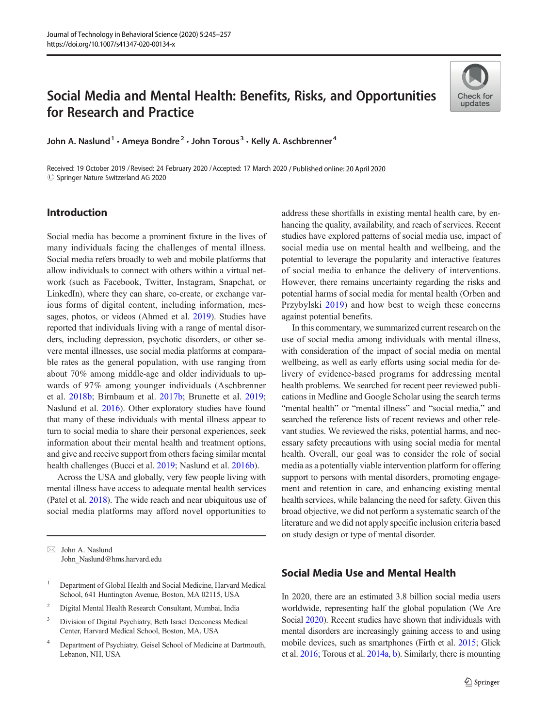# Social Media and Mental Health: Benefits, Risks, and Opportunities for Research and Practice

John A. Naslund[1] · Ameya Bondre[2] · John Torous[3] · Kelly A. Aschbrenner[4]

Received: 19 October 2019 / Revised: 24 February 2020 / Accepted: 17 March 2020 / Published online: 20 April 2020
© Springer Nature Switzerland AG 2020

## Introduction

Social media has become a prominent fixture in the lives of many individuals facing the challenges of mental illness. Social media refers broadly to web and mobile platforms that allow individuals to connect with others within a virtual network (such as Facebook, Twitter, Instagram, Snapchat, or LinkedIn), where they can share, co-create, or exchange various forms of digital content, including information, messages, photos, or videos (Ahmed et al. 2019). Studies have reported that individuals living with a range of mental disorders, including depression, psychotic disorders, or other severe mental illnesses, use social media platforms at comparable rates as the general population, with use ranging from about 70% among middle-age and older individuals to upwards of 97% among younger individuals (Aschbrenner et al. 2018b; Birnbaum et al. 2017b; Brunette et al. 2019; Naslund et al. 2016). Other exploratory studies have found that many of these individuals with mental illness appear to turn to social media to share their personal experiences, seek information about their mental health and treatment options, and give and receive support from others facing similar mental health challenges (Bucci et al. 2019; Naslund et al. 2016b).

Across the USA and globally, very few people living with mental illness have access to adequate mental health services (Patel et al. 2018). The wide reach and near ubiquitous use of social media platforms may afford novel opportunities to address these shortfalls in existing mental health care, by enhancing the quality, availability, and reach of services. Recent studies have explored patterns of social media use, impact of social media use on mental health and wellbeing, and the potential to leverage the popularity and interactive features of social media to enhance the delivery of interventions. However, there remains uncertainty regarding the risks and potential harms of social media for mental health (Orben and Przybylski 2019) and how best to weigh these concerns against potential benefits.

In this commentary, we summarized current research on the use of social media among individuals with mental illness, with consideration of the impact of social media on mental wellbeing, as well as early efforts using social media for delivery of evidence-based programs for addressing mental health problems. We searched for recent peer reviewed publications in Medline and Google Scholar using the search terms "mental health" or "mental illness" and "social media," and searched the reference lists of recent reviews and other relevant studies. We reviewed the risks, potential harms, and necessary safety precautions with using social media for mental health. Overall, our goal was to consider the role of social media as a potentially viable intervention platform for offering support to persons with mental disorders, promoting engagement and retention in care, and enhancing existing mental health services, while balancing the need for safety. Given this broad objective, we did not perform a systematic search of the literature and we did not apply specific inclusion criteria based on study design or type of mental disorder.

## Social Media Use and Mental Health

In 2020, there are an estimated 3.8 billion social media users worldwide, representing half the global population (We Are Social 2020). Recent studies have shown that individuals with mental disorders are increasingly gaining access to and using mobile devices, such as smartphones (Firth et al. 2015; Glick et al. 2016; Torous et al. 2014a, b). Similarly, there is mounting

---

✉ John A. Naslund
John_Naslund@hms.harvard.edu

[1] Department of Global Health and Social Medicine, Harvard Medical School, 641 Huntington Avenue, Boston, MA 02115, USA

[2] Digital Mental Health Research Consultant, Mumbai, India

[3] Division of Digital Psychiatry, Beth Israel Deaconess Medical Center, Harvard Medical School, Boston, MA, USA

[4] Department of Psychiatry, Geisel School of Medicine at Dartmouth, Lebanon, NH, USA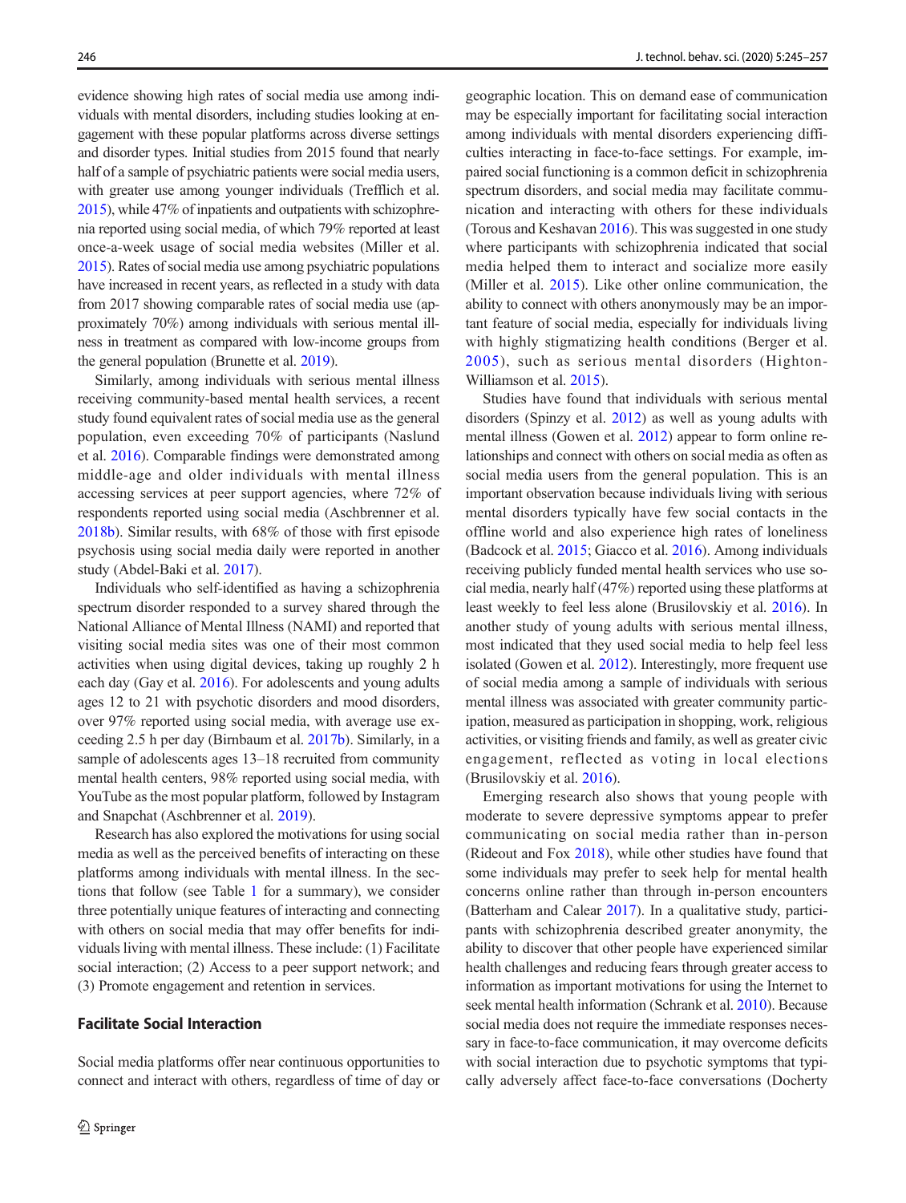evidence showing high rates of social media use among individuals with mental disorders, including studies looking at engagement with these popular platforms across diverse settings and disorder types. Initial studies from 2015 found that nearly half of a sample of psychiatric patients were social media users, with greater use among younger individuals (Trefflich et al. 2015), while 47% of inpatients and outpatients with schizophrenia reported using social media, of which 79% reported at least once-a-week usage of social media websites (Miller et al. 2015). Rates of social media use among psychiatric populations have increased in recent years, as reflected in a study with data from 2017 showing comparable rates of social media use (approximately 70%) among individuals with serious mental illness in treatment as compared with low-income groups from the general population (Brunette et al. 2019).

Similarly, among individuals with serious mental illness receiving community-based mental health services, a recent study found equivalent rates of social media use as the general population, even exceeding 70% of participants (Naslund et al. 2016). Comparable findings were demonstrated among middle-age and older individuals with mental illness accessing services at peer support agencies, where 72% of respondents reported using social media (Aschbrenner et al. 2018b). Similar results, with 68% of those with first episode psychosis using social media daily were reported in another study (Abdel-Baki et al. 2017).

Individuals who self-identified as having a schizophrenia spectrum disorder responded to a survey shared through the National Alliance of Mental Illness (NAMI) and reported that visiting social media sites was one of their most common activities when using digital devices, taking up roughly 2 h each day (Gay et al. 2016). For adolescents and young adults ages 12 to 21 with psychotic disorders and mood disorders, over 97% reported using social media, with average use exceeding 2.5 h per day (Birnbaum et al. 2017b). Similarly, in a sample of adolescents ages 13–18 recruited from community mental health centers, 98% reported using social media, with YouTube as the most popular platform, followed by Instagram and Snapchat (Aschbrenner et al. 2019).

Research has also explored the motivations for using social media as well as the perceived benefits of interacting on these platforms among individuals with mental illness. In the sections that follow (see Table 1 for a summary), we consider three potentially unique features of interacting and connecting with others on social media that may offer benefits for individuals living with mental illness. These include: (1) Facilitate social interaction; (2) Access to a peer support network; and (3) Promote engagement and retention in services.

## Facilitate Social Interaction

Social media platforms offer near continuous opportunities to connect and interact with others, regardless of time of day or geographic location. This on demand ease of communication may be especially important for facilitating social interaction among individuals with mental disorders experiencing difficulties interacting in face-to-face settings. For example, impaired social functioning is a common deficit in schizophrenia spectrum disorders, and social media may facilitate communication and interacting with others for these individuals (Torous and Keshavan 2016). This was suggested in one study where participants with schizophrenia indicated that social media helped them to interact and socialize more easily (Miller et al. 2015). Like other online communication, the ability to connect with others anonymously may be an important feature of social media, especially for individuals living with highly stigmatizing health conditions (Berger et al. 2005), such as serious mental disorders (Highton-Williamson et al. 2015).

Studies have found that individuals with serious mental disorders (Spinzy et al. 2012) as well as young adults with mental illness (Gowen et al. 2012) appear to form online relationships and connect with others on social media as often as social media users from the general population. This is an important observation because individuals living with serious mental disorders typically have few social contacts in the offline world and also experience high rates of loneliness (Badcock et al. 2015; Giacco et al. 2016). Among individuals receiving publicly funded mental health services who use social media, nearly half (47%) reported using these platforms at least weekly to feel less alone (Brusilovskiy et al. 2016). In another study of young adults with serious mental illness, most indicated that they used social media to help feel less isolated (Gowen et al. 2012). Interestingly, more frequent use of social media among a sample of individuals with serious mental illness was associated with greater community participation, measured as participation in shopping, work, religious activities, or visiting friends and family, as well as greater civic engagement, reflected as voting in local elections (Brusilovskiy et al. 2016).

Emerging research also shows that young people with moderate to severe depressive symptoms appear to prefer communicating on social media rather than in-person (Rideout and Fox 2018), while other studies have found that some individuals may prefer to seek help for mental health concerns online rather than through in-person encounters (Batterham and Calear 2017). In a qualitative study, participants with schizophrenia described greater anonymity, the ability to discover that other people have experienced similar health challenges and reducing fears through greater access to information as important motivations for using the Internet to seek mental health information (Schrank et al. 2010). Because social media does not require the immediate responses necessary in face-to-face communication, it may overcome deficits with social interaction due to psychotic symptoms that typically adversely affect face-to-face conversations (Docherty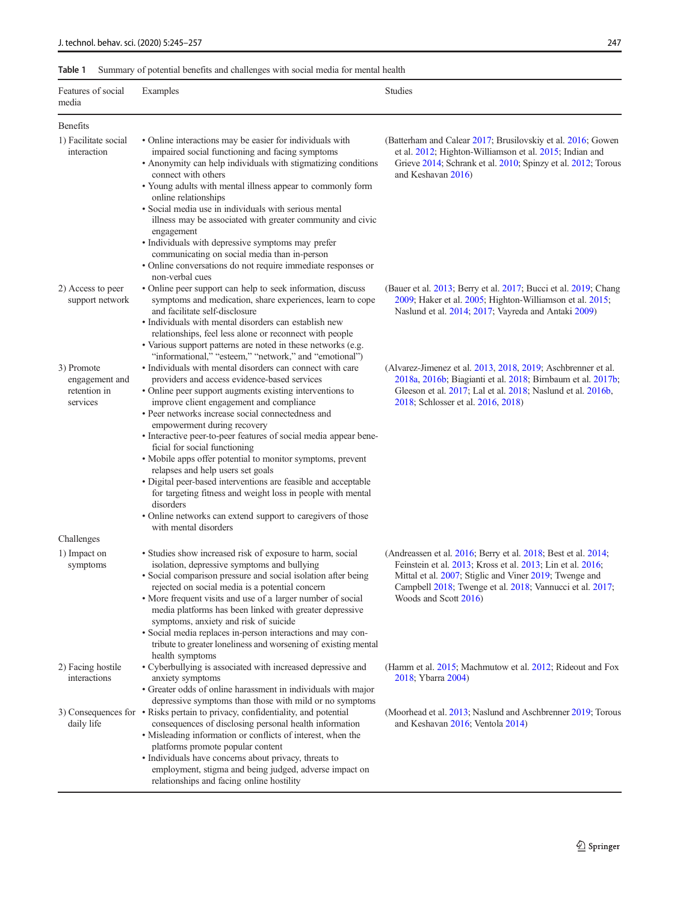Table 1 Summary of potential benefits and challenges with social media for mental health

| Features of social media | Examples | Studies |
|---|---|---|
| Benefits | | |
| 1) Facilitate social interaction | • Online interactions may be easier for individuals with impaired social functioning and facing symptoms<br>• Anonymity can help individuals with stigmatizing conditions connect with others<br>• Young adults with mental illness appear to commonly form online relationships<br>• Social media use in individuals with serious mental illness may be associated with greater community and civic engagement<br>• Individuals with depressive symptoms may prefer communicating on social media than in-person<br>• Online conversations do not require immediate responses or non-verbal cues | (Batterham and Calear 2017; Brusilovskiy et al. 2016; Gowen et al. 2012; Highton-Williamson et al. 2015; Indian and Grieve 2014; Schrank et al. 2010; Spinzy et al. 2012; Torous and Keshavan 2016) |
| 2) Access to peer support network | • Online peer support can help to seek information, discuss symptoms and medication, share experiences, learn to cope and facilitate self-disclosure<br>• Individuals with mental disorders can establish new relationships, feel less alone or reconnect with people<br>• Various support patterns are noted in these networks (e.g. "informational," "esteem," "network," and "emotional") | (Bauer et al. 2013; Berry et al. 2017; Bucci et al. 2019; Chang 2009; Haker et al. 2005; Highton-Williamson et al. 2015; Naslund et al. 2014; 2017; Vayreda and Antaki 2009) |
| 3) Promote engagement and retention in services | • Individuals with mental disorders can connect with care providers and access evidence-based services<br>• Online peer support augments existing interventions to improve client engagement and compliance<br>• Peer networks increase social connectedness and empowerment during recovery<br>• Interactive peer-to-peer features of social media appear beneficial for social functioning<br>• Mobile apps offer potential to monitor symptoms, prevent relapses and help users set goals<br>• Digital peer-based interventions are feasible and acceptable for targeting fitness and weight loss in people with mental disorders<br>• Online networks can extend support to caregivers of those with mental disorders | (Alvarez-Jimenez et al. 2013, 2018, 2019; Aschbrenner et al. 2018a, 2016b; Biagianti et al. 2018; Birnbaum et al. 2017b; Gleeson et al. 2017; Lal et al. 2018; Naslund et al. 2016b, 2018; Schlosser et al. 2016, 2018) |
| Challenges | | |
| 1) Impact on symptoms | • Studies show increased risk of exposure to harm, social isolation, depressive symptoms and bullying<br>• Social comparison pressure and social isolation after being rejected on social media is a potential concern<br>• More frequent visits and use of a larger number of social media platforms has been linked with greater depressive symptoms, anxiety and risk of suicide<br>• Social media replaces in-person interactions and may contribute to greater loneliness and worsening of existing mental health symptoms | (Andreassen et al. 2016; Berry et al. 2018; Best et al. 2014; Feinstein et al. 2013; Kross et al. 2013; Lin et al. 2016; Mittal et al. 2007; Stiglic and Viner 2019; Twenge and Campbell 2018; Twenge et al. 2018; Vannucci et al. 2017; Woods and Scott 2016) |
| 2) Facing hostile interactions | • Cyberbullying is associated with increased depressive and anxiety symptoms<br>• Greater odds of online harassment in individuals with major depressive symptoms than those with mild or no symptoms | (Hamm et al. 2015; Machmutow et al. 2012; Rideout and Fox 2018; Ybarra 2004) |
| 3) Consequences for daily life | • Risks pertain to privacy, confidentiality, and potential consequences of disclosing personal health information<br>• Misleading information or conflicts of interest, when the platforms promote popular content<br>• Individuals have concerns about privacy, threats to employment, stigma and being judged, adverse impact on relationships and facing online hostility | (Moorhead et al. 2013; Naslund and Aschbrenner 2019; Torous and Keshavan 2016; Ventola 2014) |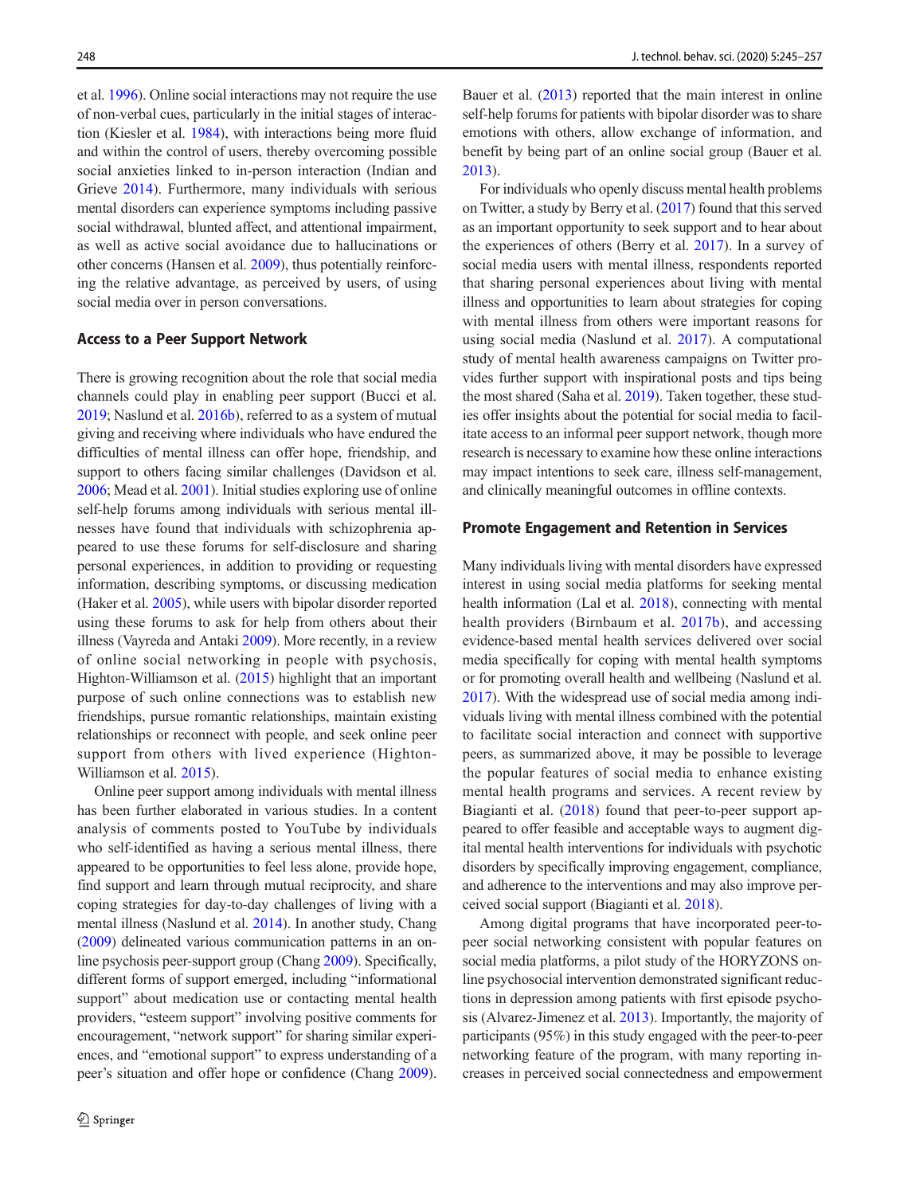et al. 1996). Online social interactions may not require the use of non-verbal cues, particularly in the initial stages of interaction (Kiesler et al. 1984), with interactions being more fluid and within the control of users, thereby overcoming possible social anxieties linked to in-person interaction (Indian and Grieve 2014). Furthermore, many individuals with serious mental disorders can experience symptoms including passive social withdrawal, blunted affect, and attentional impairment, as well as active social avoidance due to hallucinations or other concerns (Hansen et al. 2009), thus potentially reinforcing the relative advantage, as perceived by users, of using social media over in person conversations.

### Access to a Peer Support Network

There is growing recognition about the role that social media channels could play in enabling peer support (Bucci et al. 2019; Naslund et al. 2016b), referred to as a system of mutual giving and receiving where individuals who have endured the difficulties of mental illness can offer hope, friendship, and support to others facing similar challenges (Davidson et al. 2006; Mead et al. 2001). Initial studies exploring use of online self-help forums among individuals with serious mental illnesses have found that individuals with schizophrenia appeared to use these forums for self-disclosure and sharing personal experiences, in addition to providing or requesting information, describing symptoms, or discussing medication (Haker et al. 2005), while users with bipolar disorder reported using these forums to ask for help from others about their illness (Vayreda and Antaki 2009). More recently, in a review of online social networking in people with psychosis, Highton-Williamson et al. (2015) highlight that an important purpose of such online connections was to establish new friendships, pursue romantic relationships, maintain existing relationships or reconnect with people, and seek online peer support from others with lived experience (Highton-Williamson et al. 2015).

Online peer support among individuals with mental illness has been further elaborated in various studies. In a content analysis of comments posted to YouTube by individuals who self-identified as having a serious mental illness, there appeared to be opportunities to feel less alone, provide hope, find support and learn through mutual reciprocity, and share coping strategies for day-to-day challenges of living with a mental illness (Naslund et al. 2014). In another study, Chang (2009) delineated various communication patterns in an online psychosis peer-support group (Chang 2009). Specifically, different forms of support emerged, including "informational support" about medication use or contacting mental health providers, "esteem support" involving positive comments for encouragement, "network support" for sharing similar experiences, and "emotional support" to express understanding of a peer's situation and offer hope or confidence (Chang 2009). Bauer et al. (2013) reported that the main interest in online self-help forums for patients with bipolar disorder was to share emotions with others, allow exchange of information, and benefit by being part of an online social group (Bauer et al. 2013).

For individuals who openly discuss mental health problems on Twitter, a study by Berry et al. (2017) found that this served as an important opportunity to seek support and to hear about the experiences of others (Berry et al. 2017). In a survey of social media users with mental illness, respondents reported that sharing personal experiences about living with mental illness and opportunities to learn about strategies for coping with mental illness from others were important reasons for using social media (Naslund et al. 2017). A computational study of mental health awareness campaigns on Twitter provides further support with inspirational posts and tips being the most shared (Saha et al. 2019). Taken together, these studies offer insights about the potential for social media to facilitate access to an informal peer support network, though more research is necessary to examine how these online interactions may impact intentions to seek care, illness self-management, and clinically meaningful outcomes in offline contexts.

### Promote Engagement and Retention in Services

Many individuals living with mental disorders have expressed interest in using social media platforms for seeking mental health information (Lal et al. 2018), connecting with mental health providers (Birnbaum et al. 2017b), and accessing evidence-based mental health services delivered over social media specifically for coping with mental health symptoms or for promoting overall health and wellbeing (Naslund et al. 2017). With the widespread use of social media among individuals living with mental illness combined with the potential to facilitate social interaction and connect with supportive peers, as summarized above, it may be possible to leverage the popular features of social media to enhance existing mental health programs and services. A recent review by Biagianti et al. (2018) found that peer-to-peer support appeared to offer feasible and acceptable ways to augment digital mental health interventions for individuals with psychotic disorders by specifically improving engagement, compliance, and adherence to the interventions and may also improve perceived social support (Biagianti et al. 2018).

Among digital programs that have incorporated peer-to-peer social networking consistent with popular features on social media platforms, a pilot study of the HORYZONS online psychosocial intervention demonstrated significant reductions in depression among patients with first episode psychosis (Alvarez-Jimenez et al. 2013). Importantly, the majority of participants (95%) in this study engaged with the peer-to-peer networking feature of the program, with many reporting increases in perceived social connectedness and empowerment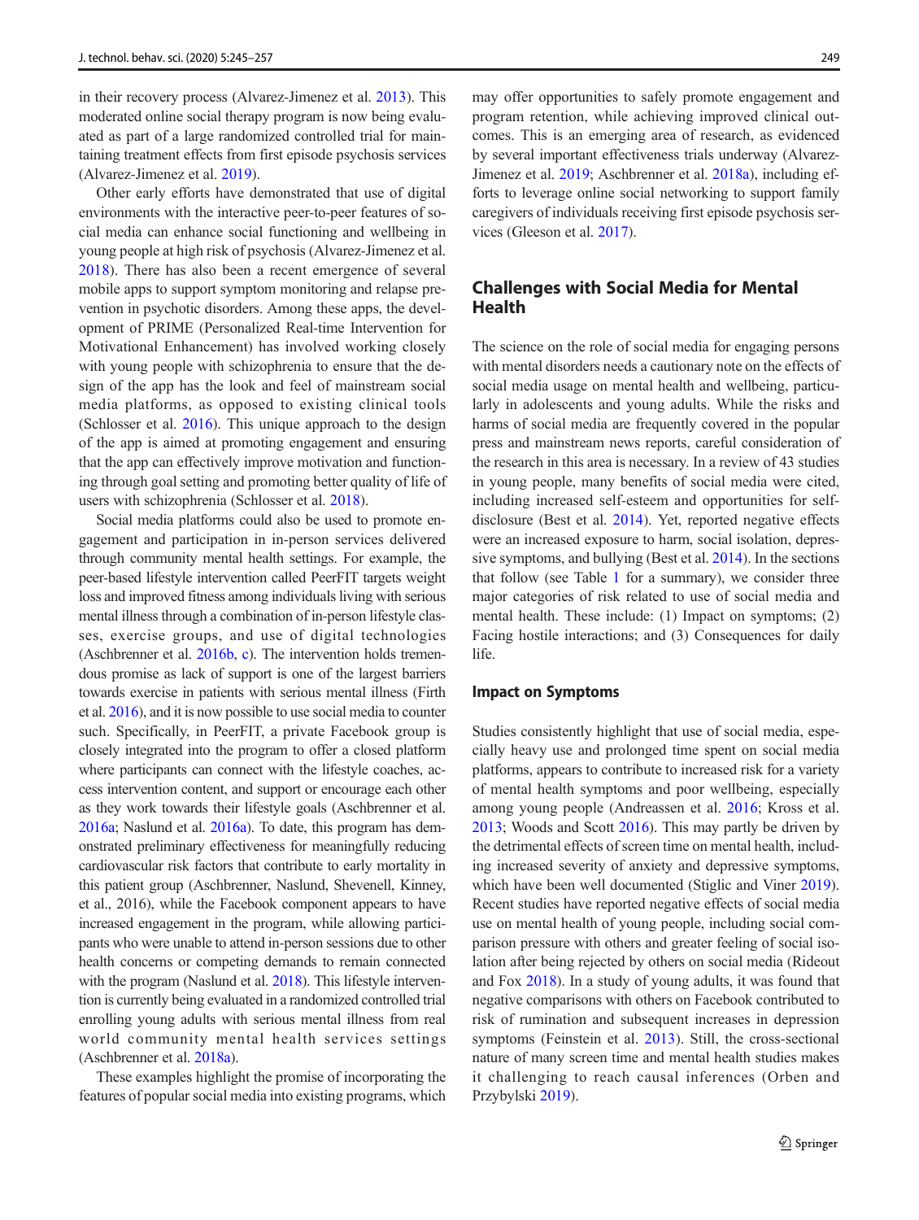in their recovery process (Alvarez-Jimenez et al. 2013). This moderated online social therapy program is now being evaluated as part of a large randomized controlled trial for maintaining treatment effects from first episode psychosis services (Alvarez-Jimenez et al. 2019).

Other early efforts have demonstrated that use of digital environments with the interactive peer-to-peer features of social media can enhance social functioning and wellbeing in young people at high risk of psychosis (Alvarez-Jimenez et al. 2018). There has also been a recent emergence of several mobile apps to support symptom monitoring and relapse prevention in psychotic disorders. Among these apps, the development of PRIME (Personalized Real-time Intervention for Motivational Enhancement) has involved working closely with young people with schizophrenia to ensure that the design of the app has the look and feel of mainstream social media platforms, as opposed to existing clinical tools (Schlosser et al. 2016). This unique approach to the design of the app is aimed at promoting engagement and ensuring that the app can effectively improve motivation and functioning through goal setting and promoting better quality of life of users with schizophrenia (Schlosser et al. 2018).

Social media platforms could also be used to promote engagement and participation in in-person services delivered through community mental health settings. For example, the peer-based lifestyle intervention called PeerFIT targets weight loss and improved fitness among individuals living with serious mental illness through a combination of in-person lifestyle classes, exercise groups, and use of digital technologies (Aschbrenner et al. 2016b, c). The intervention holds tremendous promise as lack of support is one of the largest barriers towards exercise in patients with serious mental illness (Firth et al. 2016), and it is now possible to use social media to counter such. Specifically, in PeerFIT, a private Facebook group is closely integrated into the program to offer a closed platform where participants can connect with the lifestyle coaches, access intervention content, and support or encourage each other as they work towards their lifestyle goals (Aschbrenner et al. 2016a; Naslund et al. 2016a). To date, this program has demonstrated preliminary effectiveness for meaningfully reducing cardiovascular risk factors that contribute to early mortality in this patient group (Aschbrenner, Naslund, Shevenell, Kinney, et al., 2016), while the Facebook component appears to have increased engagement in the program, while allowing participants who were unable to attend in-person sessions due to other health concerns or competing demands to remain connected with the program (Naslund et al. 2018). This lifestyle intervention is currently being evaluated in a randomized controlled trial enrolling young adults with serious mental illness from real world community mental health services settings (Aschbrenner et al. 2018a).

These examples highlight the promise of incorporating the features of popular social media into existing programs, which may offer opportunities to safely promote engagement and program retention, while achieving improved clinical outcomes. This is an emerging area of research, as evidenced by several important effectiveness trials underway (Alvarez-Jimenez et al. 2019; Aschbrenner et al. 2018a), including efforts to leverage online social networking to support family caregivers of individuals receiving first episode psychosis services (Gleeson et al. 2017).

## Challenges with Social Media for Mental Health

The science on the role of social media for engaging persons with mental disorders needs a cautionary note on the effects of social media usage on mental health and wellbeing, particularly in adolescents and young adults. While the risks and harms of social media are frequently covered in the popular press and mainstream news reports, careful consideration of the research in this area is necessary. In a review of 43 studies in young people, many benefits of social media were cited, including increased self-esteem and opportunities for self-disclosure (Best et al. 2014). Yet, reported negative effects were an increased exposure to harm, social isolation, depressive symptoms, and bullying (Best et al. 2014). In the sections that follow (see Table 1 for a summary), we consider three major categories of risk related to use of social media and mental health. These include: (1) Impact on symptoms; (2) Facing hostile interactions; and (3) Consequences for daily life.

### Impact on Symptoms

Studies consistently highlight that use of social media, especially heavy use and prolonged time spent on social media platforms, appears to contribute to increased risk for a variety of mental health symptoms and poor wellbeing, especially among young people (Andreassen et al. 2016; Kross et al. 2013; Woods and Scott 2016). This may partly be driven by the detrimental effects of screen time on mental health, including increased severity of anxiety and depressive symptoms, which have been well documented (Stiglic and Viner 2019). Recent studies have reported negative effects of social media use on mental health of young people, including social comparison pressure with others and greater feeling of social isolation after being rejected by others on social media (Rideout and Fox 2018). In a study of young adults, it was found that negative comparisons with others on Facebook contributed to risk of rumination and subsequent increases in depression symptoms (Feinstein et al. 2013). Still, the cross-sectional nature of many screen time and mental health studies makes it challenging to reach causal inferences (Orben and Przybylski 2019).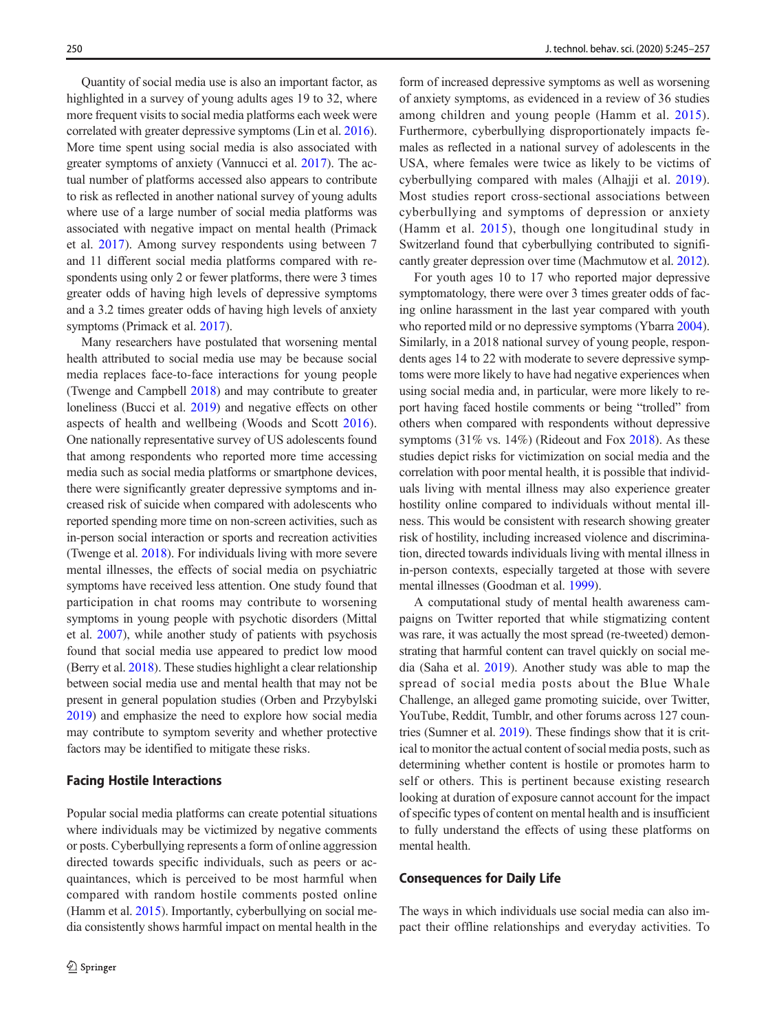Quantity of social media use is also an important factor, as highlighted in a survey of young adults ages 19 to 32, where more frequent visits to social media platforms each week were correlated with greater depressive symptoms (Lin et al. 2016). More time spent using social media is also associated with greater symptoms of anxiety (Vannucci et al. 2017). The actual number of platforms accessed also appears to contribute to risk as reflected in another national survey of young adults where use of a large number of social media platforms was associated with negative impact on mental health (Primack et al. 2017). Among survey respondents using between 7 and 11 different social media platforms compared with respondents using only 2 or fewer platforms, there were 3 times greater odds of having high levels of depressive symptoms and a 3.2 times greater odds of having high levels of anxiety symptoms (Primack et al. 2017).

Many researchers have postulated that worsening mental health attributed to social media use may be because social media replaces face-to-face interactions for young people (Twenge and Campbell 2018) and may contribute to greater loneliness (Bucci et al. 2019) and negative effects on other aspects of health and wellbeing (Woods and Scott 2016). One nationally representative survey of US adolescents found that among respondents who reported more time accessing media such as social media platforms or smartphone devices, there were significantly greater depressive symptoms and increased risk of suicide when compared with adolescents who reported spending more time on non-screen activities, such as in-person social interaction or sports and recreation activities (Twenge et al. 2018). For individuals living with more severe mental illnesses, the effects of social media on psychiatric symptoms have received less attention. One study found that participation in chat rooms may contribute to worsening symptoms in young people with psychotic disorders (Mittal et al. 2007), while another study of patients with psychosis found that social media use appeared to predict low mood (Berry et al. 2018). These studies highlight a clear relationship between social media use and mental health that may not be present in general population studies (Orben and Przybylski 2019) and emphasize the need to explore how social media may contribute to symptom severity and whether protective factors may be identified to mitigate these risks.

### Facing Hostile Interactions

Popular social media platforms can create potential situations where individuals may be victimized by negative comments or posts. Cyberbullying represents a form of online aggression directed towards specific individuals, such as peers or acquaintances, which is perceived to be most harmful when compared with random hostile comments posted online (Hamm et al. 2015). Importantly, cyberbullying on social media consistently shows harmful impact on mental health in the form of increased depressive symptoms as well as worsening of anxiety symptoms, as evidenced in a review of 36 studies among children and young people (Hamm et al. 2015). Furthermore, cyberbullying disproportionately impacts females as reflected in a national survey of adolescents in the USA, where females were twice as likely to be victims of cyberbullying compared with males (Alhajji et al. 2019). Most studies report cross-sectional associations between cyberbullying and symptoms of depression or anxiety (Hamm et al. 2015), though one longitudinal study in Switzerland found that cyberbullying contributed to significantly greater depression over time (Machmutow et al. 2012).

For youth ages 10 to 17 who reported major depressive symptomatology, there were over 3 times greater odds of facing online harassment in the last year compared with youth who reported mild or no depressive symptoms (Ybarra 2004). Similarly, in a 2018 national survey of young people, respondents ages 14 to 22 with moderate to severe depressive symptoms were more likely to have had negative experiences when using social media and, in particular, were more likely to report having faced hostile comments or being "trolled" from others when compared with respondents without depressive symptoms (31% vs. 14%) (Rideout and Fox 2018). As these studies depict risks for victimization on social media and the correlation with poor mental health, it is possible that individuals living with mental illness may also experience greater hostility online compared to individuals without mental illness. This would be consistent with research showing greater risk of hostility, including increased violence and discrimination, directed towards individuals living with mental illness in in-person contexts, especially targeted at those with severe mental illnesses (Goodman et al. 1999).

A computational study of mental health awareness campaigns on Twitter reported that while stigmatizing content was rare, it was actually the most spread (re-tweeted) demonstrating that harmful content can travel quickly on social media (Saha et al. 2019). Another study was able to map the spread of social media posts about the Blue Whale Challenge, an alleged game promoting suicide, over Twitter, YouTube, Reddit, Tumblr, and other forums across 127 countries (Sumner et al. 2019). These findings show that it is critical to monitor the actual content of social media posts, such as determining whether content is hostile or promotes harm to self or others. This is pertinent because existing research looking at duration of exposure cannot account for the impact of specific types of content on mental health and is insufficient to fully understand the effects of using these platforms on mental health.

### Consequences for Daily Life

The ways in which individuals use social media can also impact their offline relationships and everyday activities. To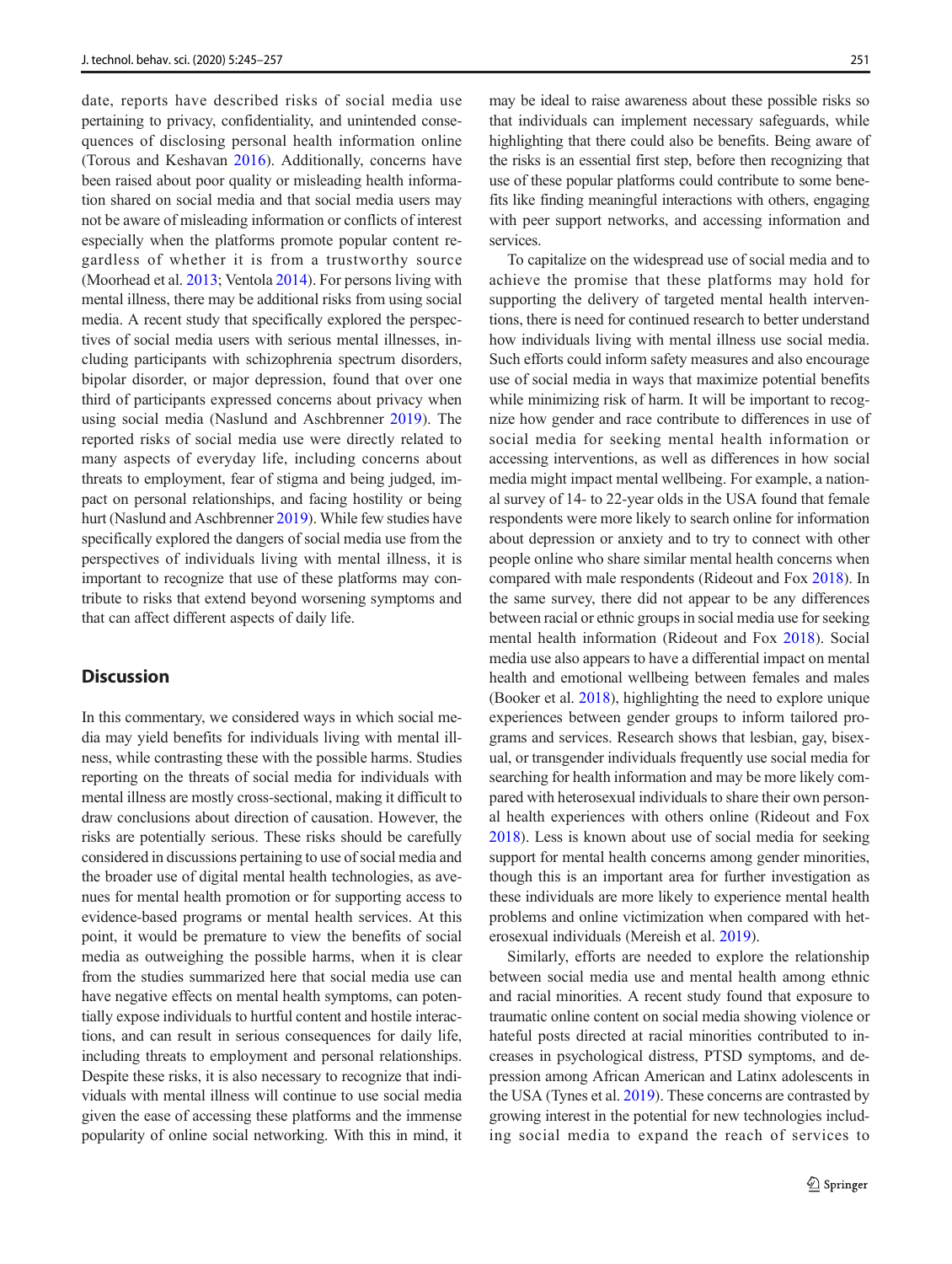date, reports have described risks of social media use pertaining to privacy, confidentiality, and unintended consequences of disclosing personal health information online (Torous and Keshavan 2016). Additionally, concerns have been raised about poor quality or misleading health information shared on social media and that social media users may not be aware of misleading information or conflicts of interest especially when the platforms promote popular content regardless of whether it is from a trustworthy source (Moorhead et al. 2013; Ventola 2014). For persons living with mental illness, there may be additional risks from using social media. A recent study that specifically explored the perspectives of social media users with serious mental illnesses, including participants with schizophrenia spectrum disorders, bipolar disorder, or major depression, found that over one third of participants expressed concerns about privacy when using social media (Naslund and Aschbrenner 2019). The reported risks of social media use were directly related to many aspects of everyday life, including concerns about threats to employment, fear of stigma and being judged, impact on personal relationships, and facing hostility or being hurt (Naslund and Aschbrenner 2019). While few studies have specifically explored the dangers of social media use from the perspectives of individuals living with mental illness, it is important to recognize that use of these platforms may contribute to risks that extend beyond worsening symptoms and that can affect different aspects of daily life.

## Discussion

In this commentary, we considered ways in which social media may yield benefits for individuals living with mental illness, while contrasting these with the possible harms. Studies reporting on the threats of social media for individuals with mental illness are mostly cross-sectional, making it difficult to draw conclusions about direction of causation. However, the risks are potentially serious. These risks should be carefully considered in discussions pertaining to use of social media and the broader use of digital mental health technologies, as avenues for mental health promotion or for supporting access to evidence-based programs or mental health services. At this point, it would be premature to view the benefits of social media as outweighing the possible harms, when it is clear from the studies summarized here that social media use can have negative effects on mental health symptoms, can potentially expose individuals to hurtful content and hostile interactions, and can result in serious consequences for daily life, including threats to employment and personal relationships. Despite these risks, it is also necessary to recognize that individuals with mental illness will continue to use social media given the ease of accessing these platforms and the immense popularity of online social networking. With this in mind, it may be ideal to raise awareness about these possible risks so that individuals can implement necessary safeguards, while highlighting that there could also be benefits. Being aware of the risks is an essential first step, before then recognizing that use of these popular platforms could contribute to some benefits like finding meaningful interactions with others, engaging with peer support networks, and accessing information and services.

To capitalize on the widespread use of social media and to achieve the promise that these platforms may hold for supporting the delivery of targeted mental health interventions, there is need for continued research to better understand how individuals living with mental illness use social media. Such efforts could inform safety measures and also encourage use of social media in ways that maximize potential benefits while minimizing risk of harm. It will be important to recognize how gender and race contribute to differences in use of social media for seeking mental health information or accessing interventions, as well as differences in how social media might impact mental wellbeing. For example, a national survey of 14- to 22-year olds in the USA found that female respondents were more likely to search online for information about depression or anxiety and to try to connect with other people online who share similar mental health concerns when compared with male respondents (Rideout and Fox 2018). In the same survey, there did not appear to be any differences between racial or ethnic groups in social media use for seeking mental health information (Rideout and Fox 2018). Social media use also appears to have a differential impact on mental health and emotional wellbeing between females and males (Booker et al. 2018), highlighting the need to explore unique experiences between gender groups to inform tailored programs and services. Research shows that lesbian, gay, bisexual, or transgender individuals frequently use social media for searching for health information and may be more likely compared with heterosexual individuals to share their own personal health experiences with others online (Rideout and Fox 2018). Less is known about use of social media for seeking support for mental health concerns among gender minorities, though this is an important area for further investigation as these individuals are more likely to experience mental health problems and online victimization when compared with heterosexual individuals (Mereish et al. 2019).

Similarly, efforts are needed to explore the relationship between social media use and mental health among ethnic and racial minorities. A recent study found that exposure to traumatic online content on social media showing violence or hateful posts directed at racial minorities contributed to increases in psychological distress, PTSD symptoms, and depression among African American and Latinx adolescents in the USA (Tynes et al. 2019). These concerns are contrasted by growing interest in the potential for new technologies including social media to expand the reach of services to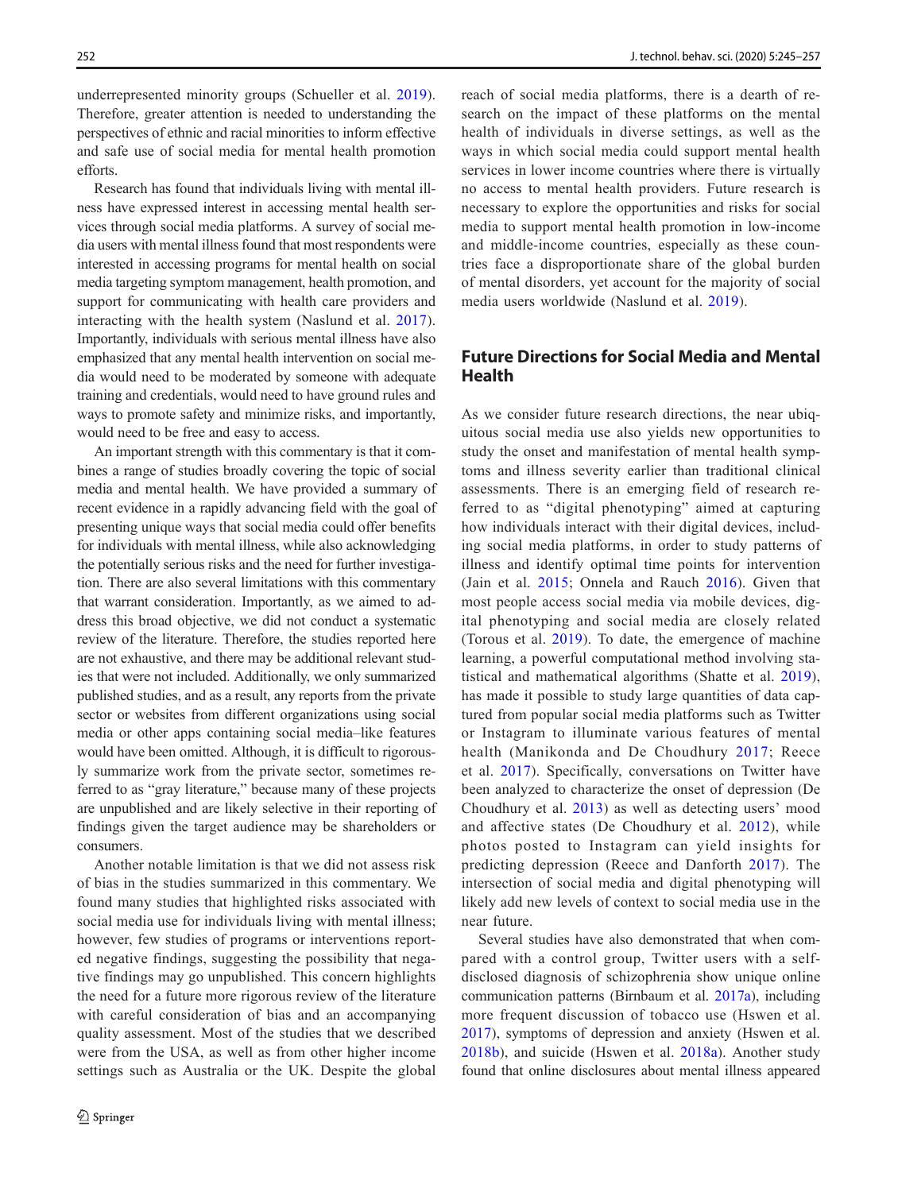underrepresented minority groups (Schueller et al. 2019). Therefore, greater attention is needed to understanding the perspectives of ethnic and racial minorities to inform effective and safe use of social media for mental health promotion efforts.

Research has found that individuals living with mental illness have expressed interest in accessing mental health services through social media platforms. A survey of social media users with mental illness found that most respondents were interested in accessing programs for mental health on social media targeting symptom management, health promotion, and support for communicating with health care providers and interacting with the health system (Naslund et al. 2017). Importantly, individuals with serious mental illness have also emphasized that any mental health intervention on social media would need to be moderated by someone with adequate training and credentials, would need to have ground rules and ways to promote safety and minimize risks, and importantly, would need to be free and easy to access.

An important strength with this commentary is that it combines a range of studies broadly covering the topic of social media and mental health. We have provided a summary of recent evidence in a rapidly advancing field with the goal of presenting unique ways that social media could offer benefits for individuals with mental illness, while also acknowledging the potentially serious risks and the need for further investigation. There are also several limitations with this commentary that warrant consideration. Importantly, as we aimed to address this broad objective, we did not conduct a systematic review of the literature. Therefore, the studies reported here are not exhaustive, and there may be additional relevant studies that were not included. Additionally, we only summarized published studies, and as a result, any reports from the private sector or websites from different organizations using social media or other apps containing social media–like features would have been omitted. Although, it is difficult to rigorously summarize work from the private sector, sometimes referred to as "gray literature," because many of these projects are unpublished and are likely selective in their reporting of findings given the target audience may be shareholders or consumers.

Another notable limitation is that we did not assess risk of bias in the studies summarized in this commentary. We found many studies that highlighted risks associated with social media use for individuals living with mental illness; however, few studies of programs or interventions reported negative findings, suggesting the possibility that negative findings may go unpublished. This concern highlights the need for a future more rigorous review of the literature with careful consideration of bias and an accompanying quality assessment. Most of the studies that we described were from the USA, as well as from other higher income settings such as Australia or the UK. Despite the global reach of social media platforms, there is a dearth of research on the impact of these platforms on the mental health of individuals in diverse settings, as well as the ways in which social media could support mental health services in lower income countries where there is virtually no access to mental health providers. Future research is necessary to explore the opportunities and risks for social media to support mental health promotion in low-income and middle-income countries, especially as these countries face a disproportionate share of the global burden of mental disorders, yet account for the majority of social media users worldwide (Naslund et al. 2019).

## Future Directions for Social Media and Mental Health

As we consider future research directions, the near ubiquitous social media use also yields new opportunities to study the onset and manifestation of mental health symptoms and illness severity earlier than traditional clinical assessments. There is an emerging field of research referred to as "digital phenotyping" aimed at capturing how individuals interact with their digital devices, including social media platforms, in order to study patterns of illness and identify optimal time points for intervention (Jain et al. 2015; Onnela and Rauch 2016). Given that most people access social media via mobile devices, digital phenotyping and social media are closely related (Torous et al. 2019). To date, the emergence of machine learning, a powerful computational method involving statistical and mathematical algorithms (Shatte et al. 2019), has made it possible to study large quantities of data captured from popular social media platforms such as Twitter or Instagram to illuminate various features of mental health (Manikonda and De Choudhury 2017; Reece et al. 2017). Specifically, conversations on Twitter have been analyzed to characterize the onset of depression (De Choudhury et al. 2013) as well as detecting users' mood and affective states (De Choudhury et al. 2012), while photos posted to Instagram can yield insights for predicting depression (Reece and Danforth 2017). The intersection of social media and digital phenotyping will likely add new levels of context to social media use in the near future.

Several studies have also demonstrated that when compared with a control group, Twitter users with a self-disclosed diagnosis of schizophrenia show unique online communication patterns (Birnbaum et al. 2017a), including more frequent discussion of tobacco use (Hswen et al. 2017), symptoms of depression and anxiety (Hswen et al. 2018b), and suicide (Hswen et al. 2018a). Another study found that online disclosures about mental illness appeared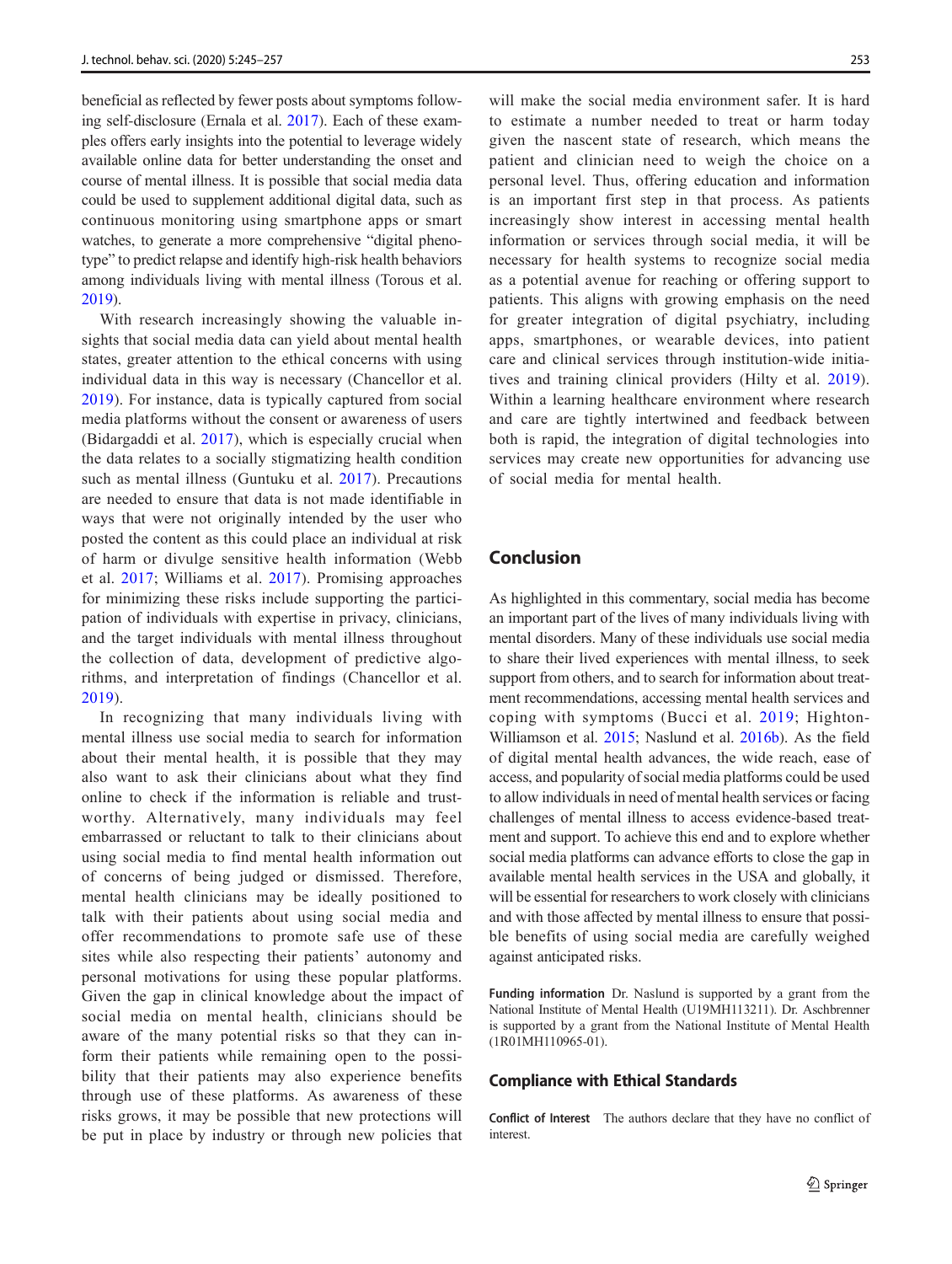beneficial as reflected by fewer posts about symptoms following self-disclosure (Ernala et al. 2017). Each of these examples offers early insights into the potential to leverage widely available online data for better understanding the onset and course of mental illness. It is possible that social media data could be used to supplement additional digital data, such as continuous monitoring using smartphone apps or smart watches, to generate a more comprehensive "digital phenotype" to predict relapse and identify high-risk health behaviors among individuals living with mental illness (Torous et al. 2019).

With research increasingly showing the valuable insights that social media data can yield about mental health states, greater attention to the ethical concerns with using individual data in this way is necessary (Chancellor et al. 2019). For instance, data is typically captured from social media platforms without the consent or awareness of users (Bidargaddi et al. 2017), which is especially crucial when the data relates to a socially stigmatizing health condition such as mental illness (Guntuku et al. 2017). Precautions are needed to ensure that data is not made identifiable in ways that were not originally intended by the user who posted the content as this could place an individual at risk of harm or divulge sensitive health information (Webb et al. 2017; Williams et al. 2017). Promising approaches for minimizing these risks include supporting the participation of individuals with expertise in privacy, clinicians, and the target individuals with mental illness throughout the collection of data, development of predictive algorithms, and interpretation of findings (Chancellor et al. 2019).

In recognizing that many individuals living with mental illness use social media to search for information about their mental health, it is possible that they may also want to ask their clinicians about what they find online to check if the information is reliable and trustworthy. Alternatively, many individuals may feel embarrassed or reluctant to talk to their clinicians about using social media to find mental health information out of concerns of being judged or dismissed. Therefore, mental health clinicians may be ideally positioned to talk with their patients about using social media and offer recommendations to promote safe use of these sites while also respecting their patients' autonomy and personal motivations for using these popular platforms. Given the gap in clinical knowledge about the impact of social media on mental health, clinicians should be aware of the many potential risks so that they can inform their patients while remaining open to the possibility that their patients may also experience benefits through use of these platforms. As awareness of these risks grows, it may be possible that new protections will be put in place by industry or through new policies that will make the social media environment safer. It is hard to estimate a number needed to treat or harm today given the nascent state of research, which means the patient and clinician need to weigh the choice on a personal level. Thus, offering education and information is an important first step in that process. As patients increasingly show interest in accessing mental health information or services through social media, it will be necessary for health systems to recognize social media as a potential avenue for reaching or offering support to patients. This aligns with growing emphasis on the need for greater integration of digital psychiatry, including apps, smartphones, or wearable devices, into patient care and clinical services through institution-wide initiatives and training clinical providers (Hilty et al. 2019). Within a learning healthcare environment where research and care are tightly intertwined and feedback between both is rapid, the integration of digital technologies into services may create new opportunities for advancing use of social media for mental health.

## Conclusion

As highlighted in this commentary, social media has become an important part of the lives of many individuals living with mental disorders. Many of these individuals use social media to share their lived experiences with mental illness, to seek support from others, and to search for information about treatment recommendations, accessing mental health services and coping with symptoms (Bucci et al. 2019; Highton-Williamson et al. 2015; Naslund et al. 2016b). As the field of digital mental health advances, the wide reach, ease of access, and popularity of social media platforms could be used to allow individuals in need of mental health services or facing challenges of mental illness to access evidence-based treatment and support. To achieve this end and to explore whether social media platforms can advance efforts to close the gap in available mental health services in the USA and globally, it will be essential for researchers to work closely with clinicians and with those affected by mental illness to ensure that possible benefits of using social media are carefully weighed against anticipated risks.

**Funding information** Dr. Naslund is supported by a grant from the National Institute of Mental Health (U19MH113211). Dr. Aschbrenner is supported by a grant from the National Institute of Mental Health (1R01MH110965-01).

### Compliance with Ethical Standards

**Conflict of Interest** The authors declare that they have no conflict of interest.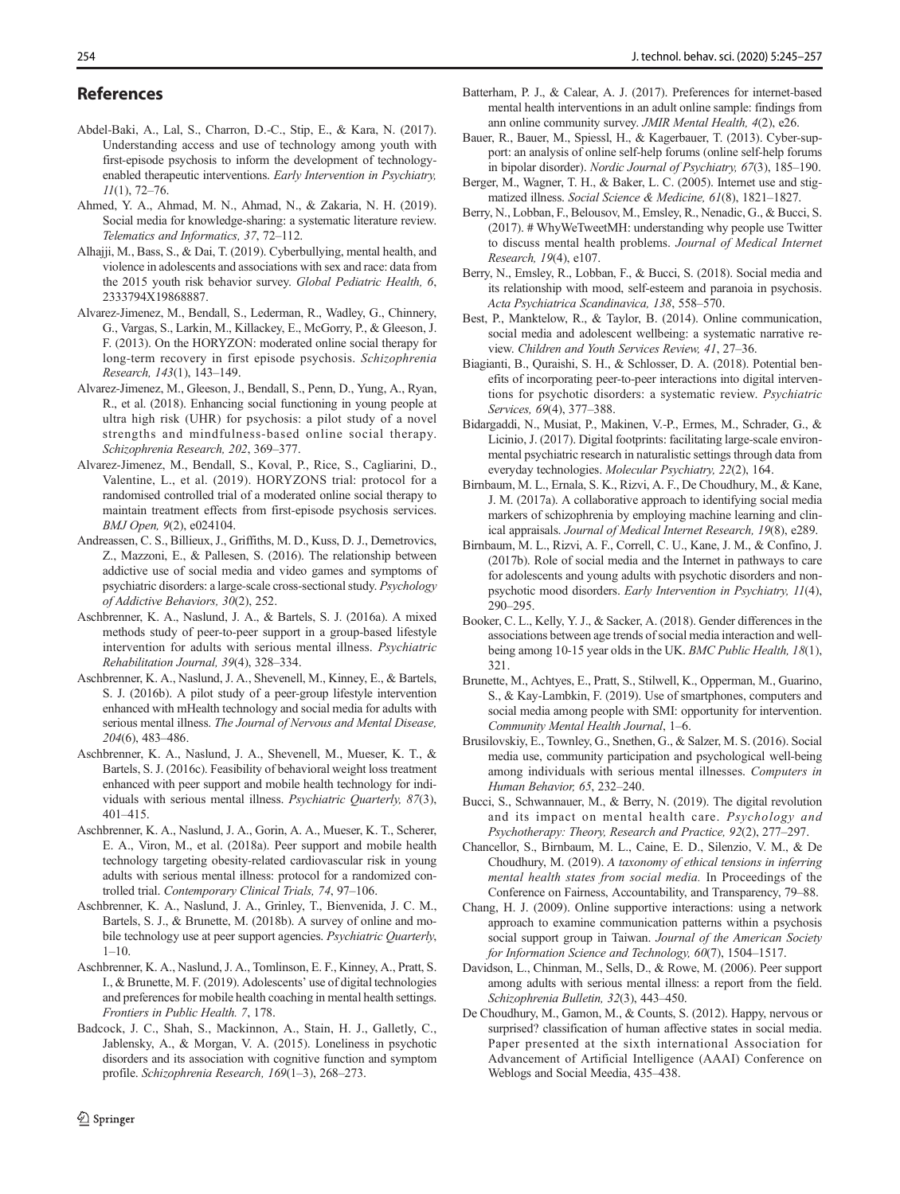## References

Abdel-Baki, A., Lal, S., Charron, D.-C., Stip, E., & Kara, N. (2017). Understanding access and use of technology among youth with first-episode psychosis to inform the development of technology-enabled therapeutic interventions. *Early Intervention in Psychiatry, 11*(1), 72–76.

Ahmed, Y. A., Ahmad, M. N., Ahmad, N., & Zakaria, N. H. (2019). Social media for knowledge-sharing: a systematic literature review. *Telematics and Informatics, 37*, 72–112.

Alhajji, M., Bass, S., & Dai, T. (2019). Cyberbullying, mental health, and violence in adolescents and associations with sex and race: data from the 2015 youth risk behavior survey. *Global Pediatric Health, 6*, 2333794X19868887.

Alvarez-Jimenez, M., Bendall, S., Lederman, R., Wadley, G., Chinnery, G., Vargas, S., Larkin, M., Killackey, E., McGorry, P., & Gleeson, J. F. (2013). On the HORYZON: moderated online social therapy for long-term recovery in first episode psychosis. *Schizophrenia Research, 143*(1), 143–149.

Alvarez-Jimenez, M., Gleeson, J., Bendall, S., Penn, D., Yung, A., Ryan, R., et al. (2018). Enhancing social functioning in young people at ultra high risk (UHR) for psychosis: a pilot study of a novel strengths and mindfulness-based online social therapy. *Schizophrenia Research, 202*, 369–377.

Alvarez-Jimenez, M., Bendall, S., Koval, P., Rice, S., Cagliarini, D., Valentine, L., et al. (2019). HORYZONS trial: protocol for a randomised controlled trial of a moderated online social therapy to maintain treatment effects from first-episode psychosis services. *BMJ Open, 9*(2), e024104.

Andreassen, C. S., Billieux, J., Griffiths, M. D., Kuss, D. J., Demetrovics, Z., Mazzoni, E., & Pallesen, S. (2016). The relationship between addictive use of social media and video games and symptoms of psychiatric disorders: a large-scale cross-sectional study. *Psychology of Addictive Behaviors, 30*(2), 252.

Aschbrenner, K. A., Naslund, J. A., & Bartels, S. J. (2016a). A mixed methods study of peer-to-peer support in a group-based lifestyle intervention for adults with serious mental illness. *Psychiatric Rehabilitation Journal, 39*(4), 328–334.

Aschbrenner, K. A., Naslund, J. A., Shevenell, M., Kinney, E., & Bartels, S. J. (2016b). A pilot study of a peer-group lifestyle intervention enhanced with mHealth technology and social media for adults with serious mental illness. *The Journal of Nervous and Mental Disease, 204*(6), 483–486.

Aschbrenner, K. A., Naslund, J. A., Shevenell, M., Mueser, K. T., & Bartels, S. J. (2016c). Feasibility of behavioral weight loss treatment enhanced with peer support and mobile health technology for individuals with serious mental illness. *Psychiatric Quarterly, 87*(3), 401–415.

Aschbrenner, K. A., Naslund, J. A., Gorin, A. A., Mueser, K. T., Scherer, E. A., Viron, M., et al. (2018a). Peer support and mobile health technology targeting obesity-related cardiovascular risk in young adults with serious mental illness: protocol for a randomized controlled trial. *Contemporary Clinical Trials, 74*, 97–106.

Aschbrenner, K. A., Naslund, J. A., Grinley, T., Bienvenida, J. C. M., Bartels, S. J., & Brunette, M. (2018b). A survey of online and mobile technology use at peer support agencies. *Psychiatric Quarterly*, 1–10.

Aschbrenner, K. A., Naslund, J. A., Tomlinson, E. F., Kinney, A., Pratt, S. I., & Brunette, M. F. (2019). Adolescents' use of digital technologies and preferences for mobile health coaching in mental health settings. *Frontiers in Public Health. 7*, 178.

Badcock, J. C., Shah, S., Mackinnon, A., Stain, H. J., Galletly, C., Jablensky, A., & Morgan, V. A. (2015). Loneliness in psychotic disorders and its association with cognitive function and symptom profile. *Schizophrenia Research, 169*(1–3), 268–273.

Batterham, P. J., & Calear, A. J. (2017). Preferences for internet-based mental health interventions in an adult online sample: findings from ann online community survey. *JMIR Mental Health, 4*(2), e26.

Bauer, R., Bauer, M., Spiessl, H., & Kagerbauer, T. (2013). Cyber-support: an analysis of online self-help forums (online self-help forums in bipolar disorder). *Nordic Journal of Psychiatry, 67*(3), 185–190.

Berger, M., Wagner, T. H., & Baker, L. C. (2005). Internet use and stigmatized illness. *Social Science & Medicine, 61*(8), 1821–1827.

Berry, N., Lobban, F., Belousov, M., Emsley, R., Nenadic, G., & Bucci, S. (2017). # WhyWeTweetMH: understanding why people use Twitter to discuss mental health problems. *Journal of Medical Internet Research, 19*(4), e107.

Berry, N., Emsley, R., Lobban, F., & Bucci, S. (2018). Social media and its relationship with mood, self-esteem and paranoia in psychosis. *Acta Psychiatrica Scandinavica, 138*, 558–570.

Best, P., Manktelow, R., & Taylor, B. (2014). Online communication, social media and adolescent wellbeing: a systematic narrative review. *Children and Youth Services Review, 41*, 27–36.

Biagianti, B., Quraishi, S. H., & Schlosser, D. A. (2018). Potential benefits of incorporating peer-to-peer interactions into digital interventions for psychotic disorders: a systematic review. *Psychiatric Services, 69*(4), 377–388.

Bidargaddi, N., Musiat, P., Makinen, V.-P., Ermes, M., Schrader, G., & Licinio, J. (2017). Digital footprints: facilitating large-scale environmental psychiatric research in naturalistic settings through data from everyday technologies. *Molecular Psychiatry, 22*(2), 164.

Birnbaum, M. L., Ernala, S. K., Rizvi, A. F., De Choudhury, M., & Kane, J. M. (2017a). A collaborative approach to identifying social media markers of schizophrenia by employing machine learning and clinical appraisals. *Journal of Medical Internet Research, 19*(8), e289.

Birnbaum, M. L., Rizvi, A. F., Correll, C. U., Kane, J. M., & Confino, J. (2017b). Role of social media and the Internet in pathways to care for adolescents and young adults with psychotic disorders and non-psychotic mood disorders. *Early Intervention in Psychiatry, 11*(4), 290–295.

Booker, C. L., Kelly, Y. J., & Sacker, A. (2018). Gender differences in the associations between age trends of social media interaction and well-being among 10-15 year olds in the UK. *BMC Public Health, 18*(1), 321.

Brunette, M., Achtyes, E., Pratt, S., Stilwell, K., Opperman, M., Guarino, S., & Kay-Lambkin, F. (2019). Use of smartphones, computers and social media among people with SMI: opportunity for intervention. *Community Mental Health Journal*, 1–6.

Brusilovskiy, E., Townley, G., Snethen, G., & Salzer, M. S. (2016). Social media use, community participation and psychological well-being among individuals with serious mental illnesses. *Computers in Human Behavior, 65*, 232–240.

Bucci, S., Schwannauer, M., & Berry, N. (2019). The digital revolution and its impact on mental health care. *Psychology and Psychotherapy: Theory, Research and Practice, 92*(2), 277–297.

Chancellor, S., Birnbaum, M. L., Caine, E. D., Silenzio, V. M., & De Choudhury, M. (2019). *A taxonomy of ethical tensions in inferring mental health states from social media.* In Proceedings of the Conference on Fairness, Accountability, and Transparency, 79–88.

Chang, H. J. (2009). Online supportive interactions: using a network approach to examine communication patterns within a psychosis social support group in Taiwan. *Journal of the American Society for Information Science and Technology, 60*(7), 1504–1517.

Davidson, L., Chinman, M., Sells, D., & Rowe, M. (2006). Peer support among adults with serious mental illness: a report from the field. *Schizophrenia Bulletin, 32*(3), 443–450.

De Choudhury, M., Gamon, M., & Counts, S. (2012). Happy, nervous or surprised? classification of human affective states in social media. Paper presented at the sixth international Association for Advancement of Artificial Intelligence (AAAI) Conference on Weblogs and Social Meedia, 435–438.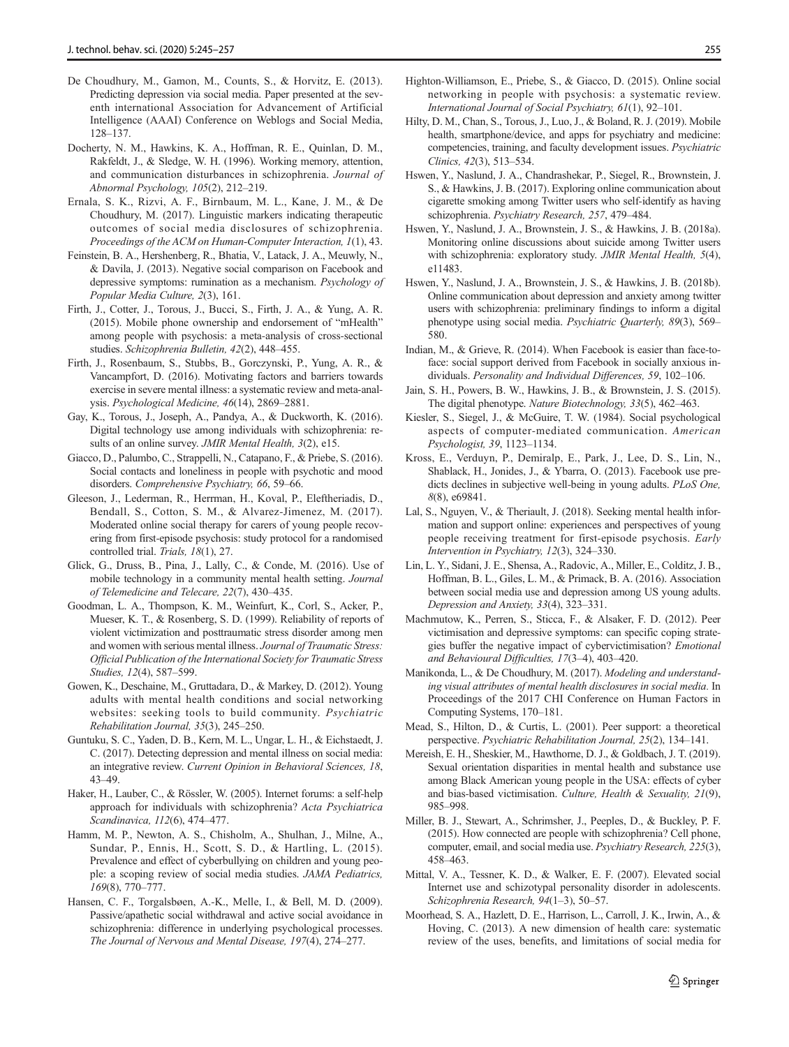De Choudhury, M., Gamon, M., Counts, S., & Horvitz, E. (2013). Predicting depression via social media. Paper presented at the seventh international Association for Advancement of Artificial Intelligence (AAAI) Conference on Weblogs and Social Media, 128–137.

Docherty, N. M., Hawkins, K. A., Hoffman, R. E., Quinlan, D. M., Rakfeldt, J., & Sledge, W. H. (1996). Working memory, attention, and communication disturbances in schizophrenia. *Journal of Abnormal Psychology, 105*(2), 212–219.

Ernala, S. K., Rizvi, A. F., Birnbaum, M. L., Kane, J. M., & De Choudhury, M. (2017). Linguistic markers indicating therapeutic outcomes of social media disclosures of schizophrenia. *Proceedings of the ACM on Human-Computer Interaction, 1*(1), 43.

Feinstein, B. A., Hershenberg, R., Bhatia, V., Latack, J. A., Meuwly, N., & Davila, J. (2013). Negative social comparison on Facebook and depressive symptoms: rumination as a mechanism. *Psychology of Popular Media Culture, 2*(3), 161.

Firth, J., Cotter, J., Torous, J., Bucci, S., Firth, J. A., & Yung, A. R. (2015). Mobile phone ownership and endorsement of "mHealth" among people with psychosis: a meta-analysis of cross-sectional studies. *Schizophrenia Bulletin, 42*(2), 448–455.

Firth, J., Rosenbaum, S., Stubbs, B., Gorczynski, P., Yung, A. R., & Vancampfort, D. (2016). Motivating factors and barriers towards exercise in severe mental illness: a systematic review and meta-analysis. *Psychological Medicine, 46*(14), 2869–2881.

Gay, K., Torous, J., Joseph, A., Pandya, A., & Duckworth, K. (2016). Digital technology use among individuals with schizophrenia: results of an online survey. *JMIR Mental Health, 3*(2), e15.

Giacco, D., Palumbo, C., Strappelli, N., Catapano, F., & Priebe, S. (2016). Social contacts and loneliness in people with psychotic and mood disorders. *Comprehensive Psychiatry, 66*, 59–66.

Gleeson, J., Lederman, R., Herrman, H., Koval, P., Eleftheriadis, D., Bendall, S., Cotton, S. M., & Alvarez-Jimenez, M. (2017). Moderated online social therapy for carers of young people recovering from first-episode psychosis: study protocol for a randomised controlled trial. *Trials, 18*(1), 27.

Glick, G., Druss, B., Pina, J., Lally, C., & Conde, M. (2016). Use of mobile technology in a community mental health setting. *Journal of Telemedicine and Telecare, 22*(7), 430–435.

Goodman, L. A., Thompson, K. M., Weinfurt, K., Corl, S., Acker, P., Mueser, K. T., & Rosenberg, S. D. (1999). Reliability of reports of violent victimization and posttraumatic stress disorder among men and women with serious mental illness. *Journal of Traumatic Stress: Official Publication of the International Society for Traumatic Stress Studies, 12*(4), 587–599.

Gowen, K., Deschaine, M., Gruttadara, D., & Markey, D. (2012). Young adults with mental health conditions and social networking websites: seeking tools to build community. *Psychiatric Rehabilitation Journal, 35*(3), 245–250.

Guntuku, S. C., Yaden, D. B., Kern, M. L., Ungar, L. H., & Eichstaedt, J. C. (2017). Detecting depression and mental illness on social media: an integrative review. *Current Opinion in Behavioral Sciences, 18*, 43–49.

Haker, H., Lauber, C., & Rössler, W. (2005). Internet forums: a self-help approach for individuals with schizophrenia? *Acta Psychiatrica Scandinavica, 112*(6), 474–477.

Hamm, M. P., Newton, A. S., Chisholm, A., Shulhan, J., Milne, A., Sundar, P., Ennis, H., Scott, S. D., & Hartling, L. (2015). Prevalence and effect of cyberbullying on children and young people: a scoping review of social media studies. *JAMA Pediatrics, 169*(8), 770–777.

Hansen, C. F., Torgalsbøen, A.-K., Melle, I., & Bell, M. D. (2009). Passive/apathetic social withdrawal and active social avoidance in schizophrenia: difference in underlying psychological processes. *The Journal of Nervous and Mental Disease, 197*(4), 274–277.

Highton-Williamson, E., Priebe, S., & Giacco, D. (2015). Online social networking in people with psychosis: a systematic review. *International Journal of Social Psychiatry, 61*(1), 92–101.

Hilty, D. M., Chan, S., Torous, J., Luo, J., & Boland, R. J. (2019). Mobile health, smartphone/device, and apps for psychiatry and medicine: competencies, training, and faculty development issues. *Psychiatric Clinics, 42*(3), 513–534.

Hswen, Y., Naslund, J. A., Chandrashekar, P., Siegel, R., Brownstein, J. S., & Hawkins, J. B. (2017). Exploring online communication about cigarette smoking among Twitter users who self-identify as having schizophrenia. *Psychiatry Research, 257*, 479–484.

Hswen, Y., Naslund, J. A., Brownstein, J. S., & Hawkins, J. B. (2018a). Monitoring online discussions about suicide among Twitter users with schizophrenia: exploratory study. *JMIR Mental Health, 5*(4), e11483.

Hswen, Y., Naslund, J. A., Brownstein, J. S., & Hawkins, J. B. (2018b). Online communication about depression and anxiety among twitter users with schizophrenia: preliminary findings to inform a digital phenotype using social media. *Psychiatric Quarterly, 89*(3), 569–580.

Indian, M., & Grieve, R. (2014). When Facebook is easier than face-to-face: social support derived from Facebook in socially anxious individuals. *Personality and Individual Differences, 59*, 102–106.

Jain, S. H., Powers, B. W., Hawkins, J. B., & Brownstein, J. S. (2015). The digital phenotype. *Nature Biotechnology, 33*(5), 462–463.

Kiesler, S., Siegel, J., & McGuire, T. W. (1984). Social psychological aspects of computer-mediated communication. *American Psychologist, 39*, 1123–1134.

Kross, E., Verduyn, P., Demiralp, E., Park, J., Lee, D. S., Lin, N., Shablack, H., Jonides, J., & Ybarra, O. (2013). Facebook use predicts declines in subjective well-being in young adults. *PLoS One, 8*(8), e69841.

Lal, S., Nguyen, V., & Theriault, J. (2018). Seeking mental health information and support online: experiences and perspectives of young people receiving treatment for first-episode psychosis. *Early Intervention in Psychiatry, 12*(3), 324–330.

Lin, L. Y., Sidani, J. E., Shensa, A., Radovic, A., Miller, E., Colditz, J. B., Hoffman, B. L., Giles, L. M., & Primack, B. A. (2016). Association between social media use and depression among US young adults. *Depression and Anxiety, 33*(4), 323–331.

Machmutow, K., Perren, S., Sticca, F., & Alsaker, F. D. (2012). Peer victimisation and depressive symptoms: can specific coping strategies buffer the negative impact of cybervictimisation? *Emotional and Behavioural Difficulties, 17*(3–4), 403–420.

Manikonda, L., & De Choudhury, M. (2017). *Modeling and understanding visual attributes of mental health disclosures in social media.* In Proceedings of the 2017 CHI Conference on Human Factors in Computing Systems, 170–181.

Mead, S., Hilton, D., & Curtis, L. (2001). Peer support: a theoretical perspective. *Psychiatric Rehabilitation Journal, 25*(2), 134–141.

Mereish, E. H., Sheskier, M., Hawthorne, D. J., & Goldbach, J. T. (2019). Sexual orientation disparities in mental health and substance use among Black American young people in the USA: effects of cyber and bias-based victimisation. *Culture, Health & Sexuality, 21*(9), 985–998.

Miller, B. J., Stewart, A., Schrimsher, J., Peeples, D., & Buckley, P. F. (2015). How connected are people with schizophrenia? Cell phone, computer, email, and social media use. *Psychiatry Research, 225*(3), 458–463.

Mittal, V. A., Tessner, K. D., & Walker, E. F. (2007). Elevated social Internet use and schizotypal personality disorder in adolescents. *Schizophrenia Research, 94*(1–3), 50–57.

Moorhead, S. A., Hazlett, D. E., Harrison, L., Carroll, J. K., Irwin, A., & Hoving, C. (2013). A new dimension of health care: systematic review of the uses, benefits, and limitations of social media for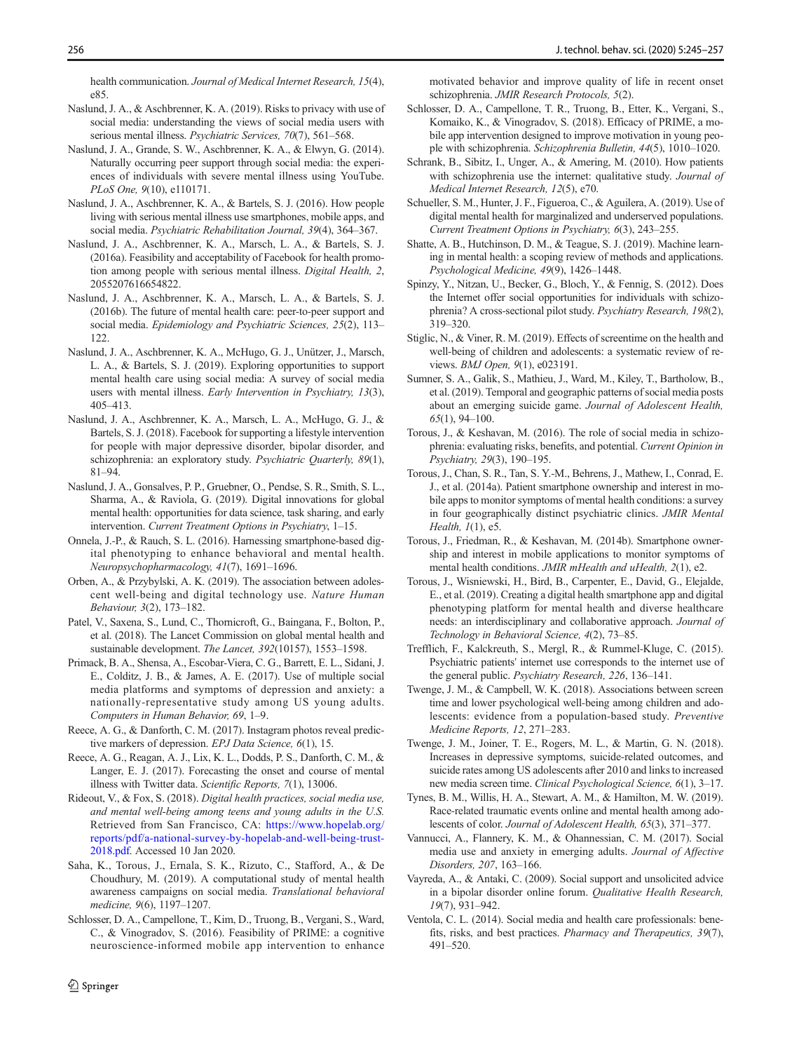health communication. *Journal of Medical Internet Research, 15*(4), e85.

Naslund, J. A., & Aschbrenner, K. A. (2019). Risks to privacy with use of social media: understanding the views of social media users with serious mental illness. *Psychiatric Services, 70*(7), 561–568.

Naslund, J. A., Grande, S. W., Aschbrenner, K. A., & Elwyn, G. (2014). Naturally occurring peer support through social media: the experiences of individuals with severe mental illness using YouTube. *PLoS One, 9*(10), e110171.

Naslund, J. A., Aschbrenner, K. A., & Bartels, S. J. (2016). How people living with serious mental illness use smartphones, mobile apps, and social media. *Psychiatric Rehabilitation Journal, 39*(4), 364–367.

Naslund, J. A., Aschbrenner, K. A., Marsch, L. A., & Bartels, S. J. (2016a). Feasibility and acceptability of Facebook for health promotion among people with serious mental illness. *Digital Health, 2*, 2055207616654822.

Naslund, J. A., Aschbrenner, K. A., Marsch, L. A., & Bartels, S. J. (2016b). The future of mental health care: peer-to-peer support and social media. *Epidemiology and Psychiatric Sciences, 25*(2), 113–122.

Naslund, J. A., Aschbrenner, K. A., McHugo, G. J., Unützer, J., Marsch, L. A., & Bartels, S. J. (2019). Exploring opportunities to support mental health care using social media: A survey of social media users with mental illness. *Early Intervention in Psychiatry, 13*(3), 405–413.

Naslund, J. A., Aschbrenner, K. A., Marsch, L. A., McHugo, G. J., & Bartels, S. J. (2018). Facebook for supporting a lifestyle intervention for people with major depressive disorder, bipolar disorder, and schizophrenia: an exploratory study. *Psychiatric Quarterly, 89*(1), 81–94.

Naslund, J. A., Gonsalves, P. P., Gruebner, O., Pendse, S. R., Smith, S. L., Sharma, A., & Raviola, G. (2019). Digital innovations for global mental health: opportunities for data science, task sharing, and early intervention. *Current Treatment Options in Psychiatry*, 1–15.

Onnela, J.-P., & Rauch, S. L. (2016). Harnessing smartphone-based digital phenotyping to enhance behavioral and mental health. *Neuropsychopharmacology, 41*(7), 1691–1696.

Orben, A., & Przybylski, A. K. (2019). The association between adolescent well-being and digital technology use. *Nature Human Behaviour, 3*(2), 173–182.

Patel, V., Saxena, S., Lund, C., Thornicroft, G., Baingana, F., Bolton, P., et al. (2018). The Lancet Commission on global mental health and sustainable development. *The Lancet, 392*(10157), 1553–1598.

Primack, B. A., Shensa, A., Escobar-Viera, C. G., Barrett, E. L., Sidani, J. E., Colditz, J. B., & James, A. E. (2017). Use of multiple social media platforms and symptoms of depression and anxiety: a nationally-representative study among US young adults. *Computers in Human Behavior, 69*, 1–9.

Reece, A. G., & Danforth, C. M. (2017). Instagram photos reveal predictive markers of depression. *EPJ Data Science, 6*(1), 15.

Reece, A. G., Reagan, A. J., Lix, K. L., Dodds, P. S., Danforth, C. M., & Langer, E. J. (2017). Forecasting the onset and course of mental illness with Twitter data. *Scientific Reports, 7*(1), 13006.

Rideout, V., & Fox, S. (2018). *Digital health practices, social media use, and mental well-being among teens and young adults in the U.S.* Retrieved from San Francisco, CA: https://www.hopelab.org/reports/pdf/a-national-survey-by-hopelab-and-well-being-trust-2018.pdf. Accessed 10 Jan 2020.

Saha, K., Torous, J., Ernala, S. K., Rizuto, C., Stafford, A., & De Choudhury, M. (2019). A computational study of mental health awareness campaigns on social media. *Translational behavioral medicine, 9*(6), 1197–1207.

Schlosser, D. A., Campellone, T., Kim, D., Truong, B., Vergani, S., Ward, C., & Vinogradov, S. (2016). Feasibility of PRIME: a cognitive neuroscience-informed mobile app intervention to enhance motivated behavior and improve quality of life in recent onset schizophrenia. *JMIR Research Protocols, 5*(2).

Schlosser, D. A., Campellone, T. R., Truong, B., Etter, K., Vergani, S., Komaiko, K., & Vinogradov, S. (2018). Efficacy of PRIME, a mobile app intervention designed to improve motivation in young people with schizophrenia. *Schizophrenia Bulletin, 44*(5), 1010–1020.

Schrank, B., Sibitz, I., Unger, A., & Amering, M. (2010). How patients with schizophrenia use the internet: qualitative study. *Journal of Medical Internet Research, 12*(5), e70.

Schueller, S. M., Hunter, J. F., Figueroa, C., & Aguilera, A. (2019). Use of digital mental health for marginalized and underserved populations. *Current Treatment Options in Psychiatry, 6*(3), 243–255.

Shatte, A. B., Hutchinson, D. M., & Teague, S. J. (2019). Machine learning in mental health: a scoping review of methods and applications. *Psychological Medicine, 49*(9), 1426–1448.

Spinzy, Y., Nitzan, U., Becker, G., Bloch, Y., & Fennig, S. (2012). Does the Internet offer social opportunities for individuals with schizophrenia? A cross-sectional pilot study. *Psychiatry Research, 198*(2), 319–320.

Stiglic, N., & Viner, R. M. (2019). Effects of screentime on the health and well-being of children and adolescents: a systematic review of reviews. *BMJ Open, 9*(1), e023191.

Sumner, S. A., Galik, S., Mathieu, J., Ward, M., Kiley, T., Bartholow, B., et al. (2019). Temporal and geographic patterns of social media posts about an emerging suicide game. *Journal of Adolescent Health, 65*(1), 94–100.

Torous, J., & Keshavan, M. (2016). The role of social media in schizophrenia: evaluating risks, benefits, and potential. *Current Opinion in Psychiatry, 29*(3), 190–195.

Torous, J., Chan, S. R., Tan, S. Y.-M., Behrens, J., Mathew, I., Conrad, E. J., et al. (2014a). Patient smartphone ownership and interest in mobile apps to monitor symptoms of mental health conditions: a survey in four geographically distinct psychiatric clinics. *JMIR Mental Health, 1*(1), e5.

Torous, J., Friedman, R., & Keshavan, M. (2014b). Smartphone ownership and interest in mobile applications to monitor symptoms of mental health conditions. *JMIR mHealth and uHealth, 2*(1), e2.

Torous, J., Wisniewski, H., Bird, B., Carpenter, E., David, G., Elejalde, E., et al. (2019). Creating a digital health smartphone app and digital phenotyping platform for mental health and diverse healthcare needs: an interdisciplinary and collaborative approach. *Journal of Technology in Behavioral Science, 4*(2), 73–85.

Trefflich, F., Kalckreuth, S., Mergl, R., & Rummel-Kluge, C. (2015). Psychiatric patients' internet use corresponds to the internet use of the general public. *Psychiatry Research, 226*, 136–141.

Twenge, J. M., & Campbell, W. K. (2018). Associations between screen time and lower psychological well-being among children and adolescents: evidence from a population-based study. *Preventive Medicine Reports, 12*, 271–283.

Twenge, J. M., Joiner, T. E., Rogers, M. L., & Martin, G. N. (2018). Increases in depressive symptoms, suicide-related outcomes, and suicide rates among US adolescents after 2010 and links to increased new media screen time. *Clinical Psychological Science, 6*(1), 3–17.

Tynes, B. M., Willis, H. A., Stewart, A. M., & Hamilton, M. W. (2019). Race-related traumatic events online and mental health among adolescents of color. *Journal of Adolescent Health, 65*(3), 371–377.

Vannucci, A., Flannery, K. M., & Ohannessian, C. M. (2017). Social media use and anxiety in emerging adults. *Journal of Affective Disorders, 207*, 163–166.

Vayreda, A., & Antaki, C. (2009). Social support and unsolicited advice in a bipolar disorder online forum. *Qualitative Health Research, 19*(7), 931–942.

Ventola, C. L. (2014). Social media and health care professionals: benefits, risks, and best practices. *Pharmacy and Therapeutics, 39*(7), 491–520.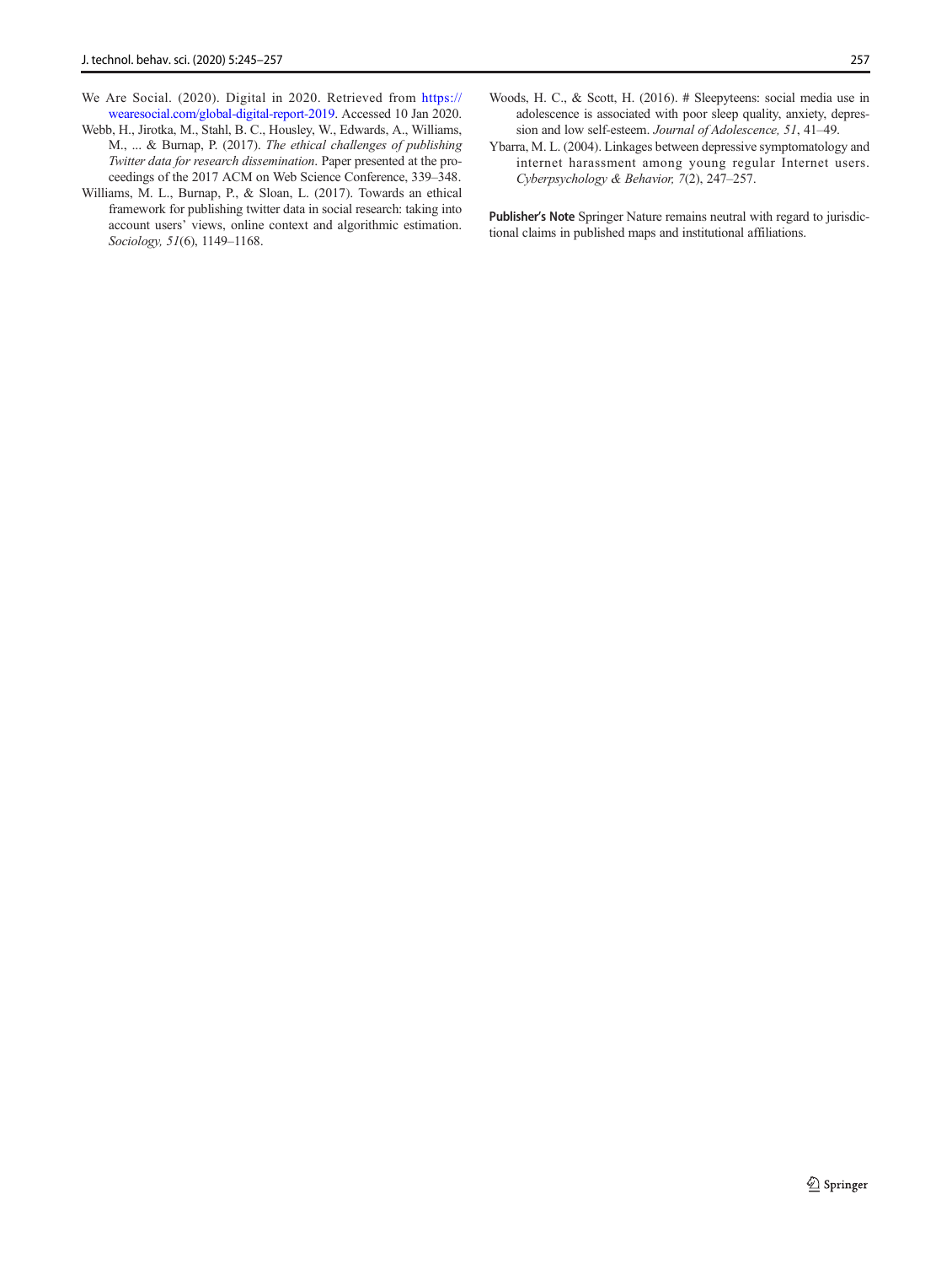We Are Social. (2020). Digital in 2020. Retrieved from https://wearesocial.com/global-digital-report-2019. Accessed 10 Jan 2020.

Webb, H., Jirotka, M., Stahl, B. C., Housley, W., Edwards, A., Williams, M., ... & Burnap, P. (2017). *The ethical challenges of publishing Twitter data for research dissemination*. Paper presented at the proceedings of the 2017 ACM on Web Science Conference, 339–348.

Williams, M. L., Burnap, P., & Sloan, L. (2017). Towards an ethical framework for publishing twitter data in social research: taking into account users' views, online context and algorithmic estimation. *Sociology, 51*(6), 1149–1168.

Woods, H. C., & Scott, H. (2016). # Sleepyteens: social media use in adolescence is associated with poor sleep quality, anxiety, depression and low self-esteem. *Journal of Adolescence, 51*, 41–49.

Ybarra, M. L. (2004). Linkages between depressive symptomatology and internet harassment among young regular Internet users. *Cyberpsychology & Behavior, 7*(2), 247–257.

**Publisher's Note** Springer Nature remains neutral with regard to jurisdictional claims in published maps and institutional affiliations.